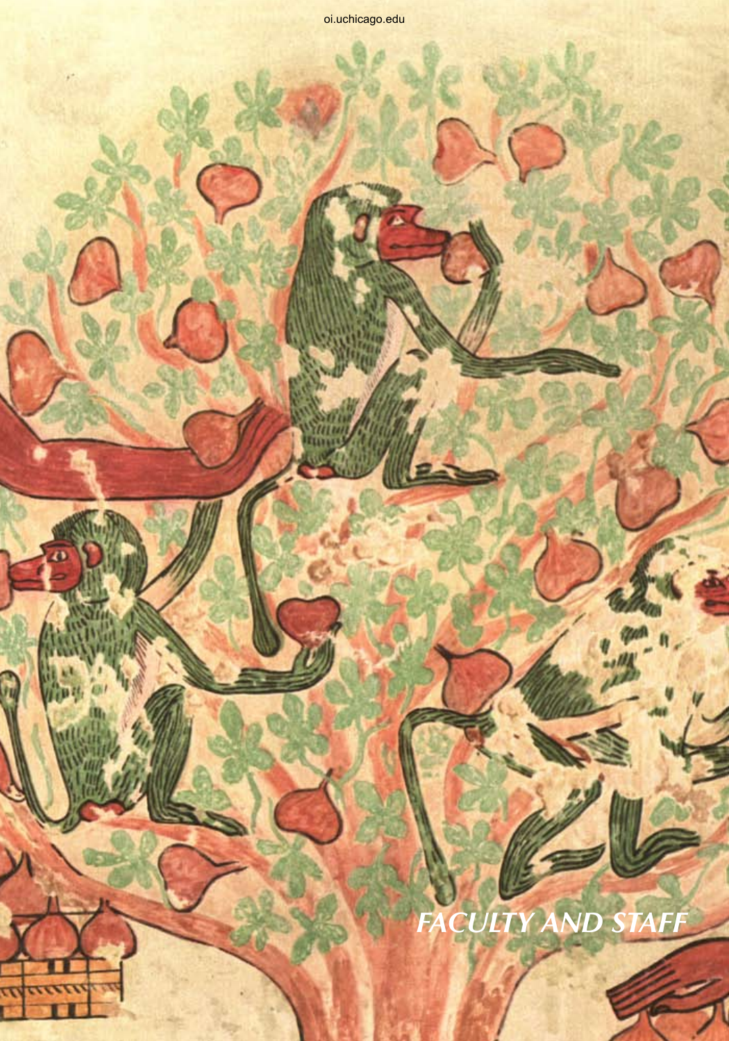# FACULTY AND STAFF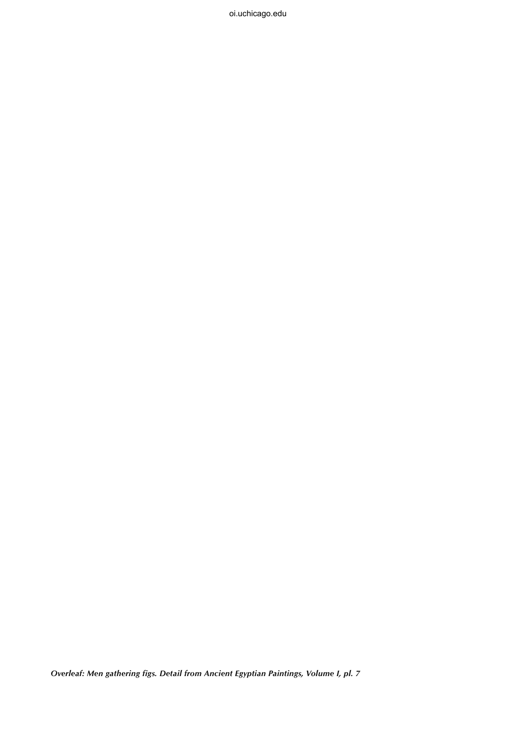***Overleaf: Men gathering figs. Detail from Ancient Egyptian Paintings, Volume I, pl. 7***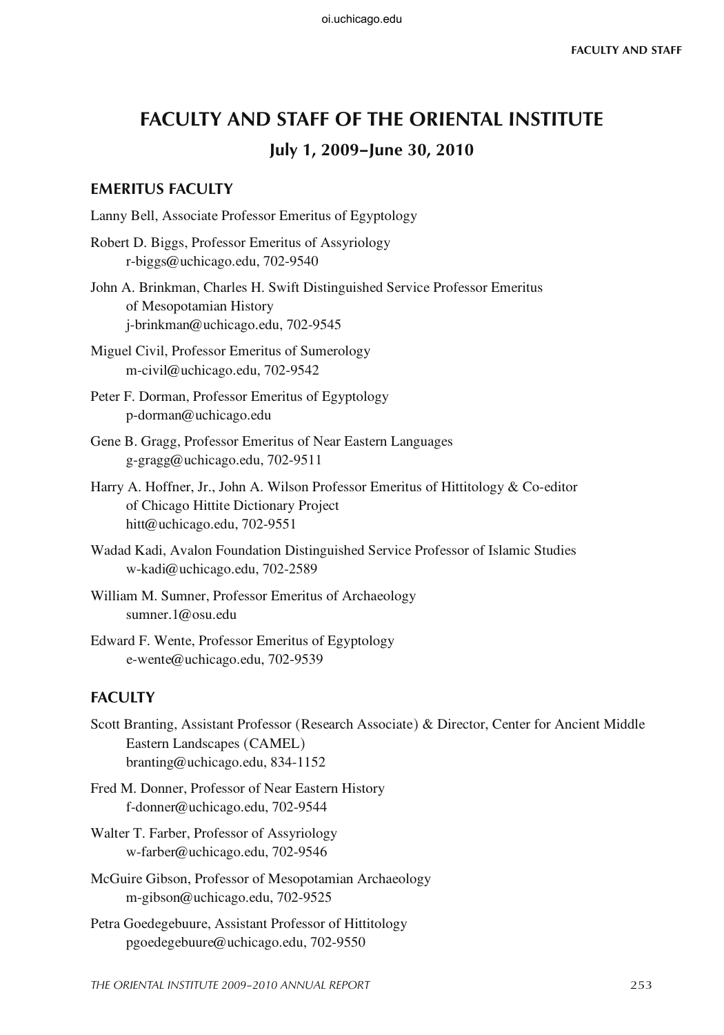# FACULTY AND STAFF OF THE ORIENTAL INSTITUTE

## July 1, 2009–June 30, 2010

### EMERITUS FACULTY

Lanny Bell, Associate Professor Emeritus of Egyptology

Robert D. Biggs, Professor Emeritus of Assyriology
r-biggs@uchicago.edu, 702-9540

John A. Brinkman, Charles H. Swift Distinguished Service Professor Emeritus of Mesopotamian History
j-brinkman@uchicago.edu, 702-9545

Miguel Civil, Professor Emeritus of Sumerology
m-civil@uchicago.edu, 702-9542

Peter F. Dorman, Professor Emeritus of Egyptology
p-dorman@uchicago.edu

Gene B. Gragg, Professor Emeritus of Near Eastern Languages
g-gragg@uchicago.edu, 702-9511

Harry A. Hoffner, Jr., John A. Wilson Professor Emeritus of Hittitology & Co-editor of Chicago Hittite Dictionary Project
hitt@uchicago.edu, 702-9551

Wadad Kadi, Avalon Foundation Distinguished Service Professor of Islamic Studies
w-kadi@uchicago.edu, 702-2589

William M. Sumner, Professor Emeritus of Archaeology
sumner.1@osu.edu

Edward F. Wente, Professor Emeritus of Egyptology
e-wente@uchicago.edu, 702-9539

### FACULTY

Scott Branting, Assistant Professor (Research Associate) & Director, Center for Ancient Middle Eastern Landscapes (CAMEL)
branting@uchicago.edu, 834-1152

Fred M. Donner, Professor of Near Eastern History
f-donner@uchicago.edu, 702-9544

Walter T. Farber, Professor of Assyriology
w-farber@uchicago.edu, 702-9546

McGuire Gibson, Professor of Mesopotamian Archaeology
m-gibson@uchicago.edu, 702-9525

Petra Goedegebuure, Assistant Professor of Hittitology
pgoedegebuure@uchicago.edu, 702-9550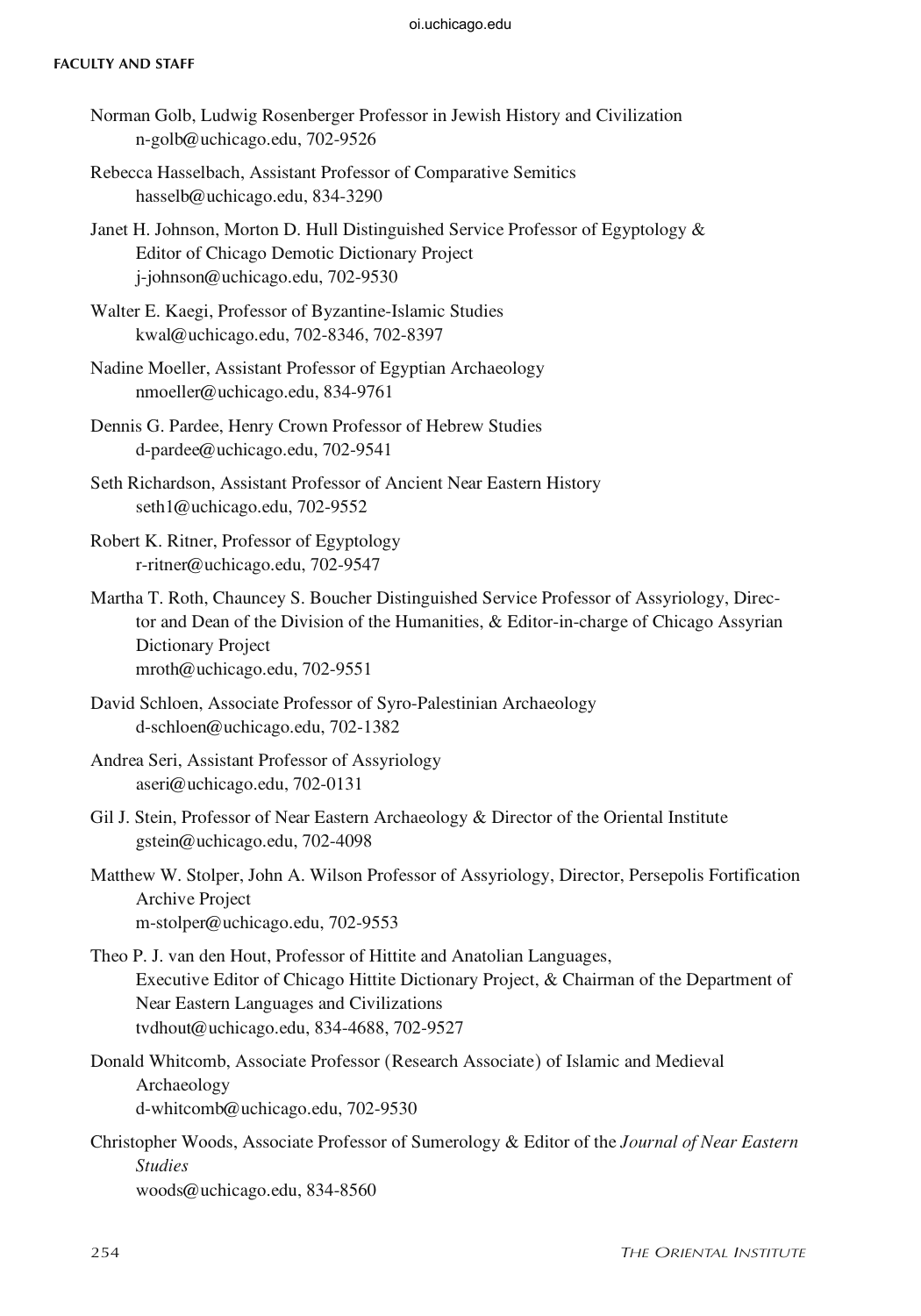Norman Golb, Ludwig Rosenberger Professor in Jewish History and Civilization
n-golb@uchicago.edu, 702-9526

Rebecca Hasselbach, Assistant Professor of Comparative Semitics
hasselb@uchicago.edu, 834-3290

Janet H. Johnson, Morton D. Hull Distinguished Service Professor of Egyptology & Editor of Chicago Demotic Dictionary Project
j-johnson@uchicago.edu, 702-9530

Walter E. Kaegi, Professor of Byzantine-Islamic Studies
kwal@uchicago.edu, 702-8346, 702-8397

Nadine Moeller, Assistant Professor of Egyptian Archaeology
nmoeller@uchicago.edu, 834-9761

Dennis G. Pardee, Henry Crown Professor of Hebrew Studies
d-pardee@uchicago.edu, 702-9541

Seth Richardson, Assistant Professor of Ancient Near Eastern History
seth1@uchicago.edu, 702-9552

Robert K. Ritner, Professor of Egyptology
r-ritner@uchicago.edu, 702-9547

Martha T. Roth, Chauncey S. Boucher Distinguished Service Professor of Assyriology, Director and Dean of the Division of the Humanities, & Editor-in-charge of Chicago Assyrian Dictionary Project
mroth@uchicago.edu, 702-9551

David Schloen, Associate Professor of Syro-Palestinian Archaeology
d-schloen@uchicago.edu, 702-1382

Andrea Seri, Assistant Professor of Assyriology
aseri@uchicago.edu, 702-0131

Gil J. Stein, Professor of Near Eastern Archaeology & Director of the Oriental Institute
gstein@uchicago.edu, 702-4098

Matthew W. Stolper, John A. Wilson Professor of Assyriology, Director, Persepolis Fortification Archive Project
m-stolper@uchicago.edu, 702-9553

Theo P. J. van den Hout, Professor of Hittite and Anatolian Languages, Executive Editor of Chicago Hittite Dictionary Project, & Chairman of the Department of Near Eastern Languages and Civilizations
tvdhout@uchicago.edu, 834-4688, 702-9527

Donald Whitcomb, Associate Professor (Research Associate) of Islamic and Medieval Archaeology
d-whitcomb@uchicago.edu, 702-9530

Christopher Woods, Associate Professor of Sumerology & Editor of the *Journal of Near Eastern Studies*
woods@uchicago.edu, 834-8560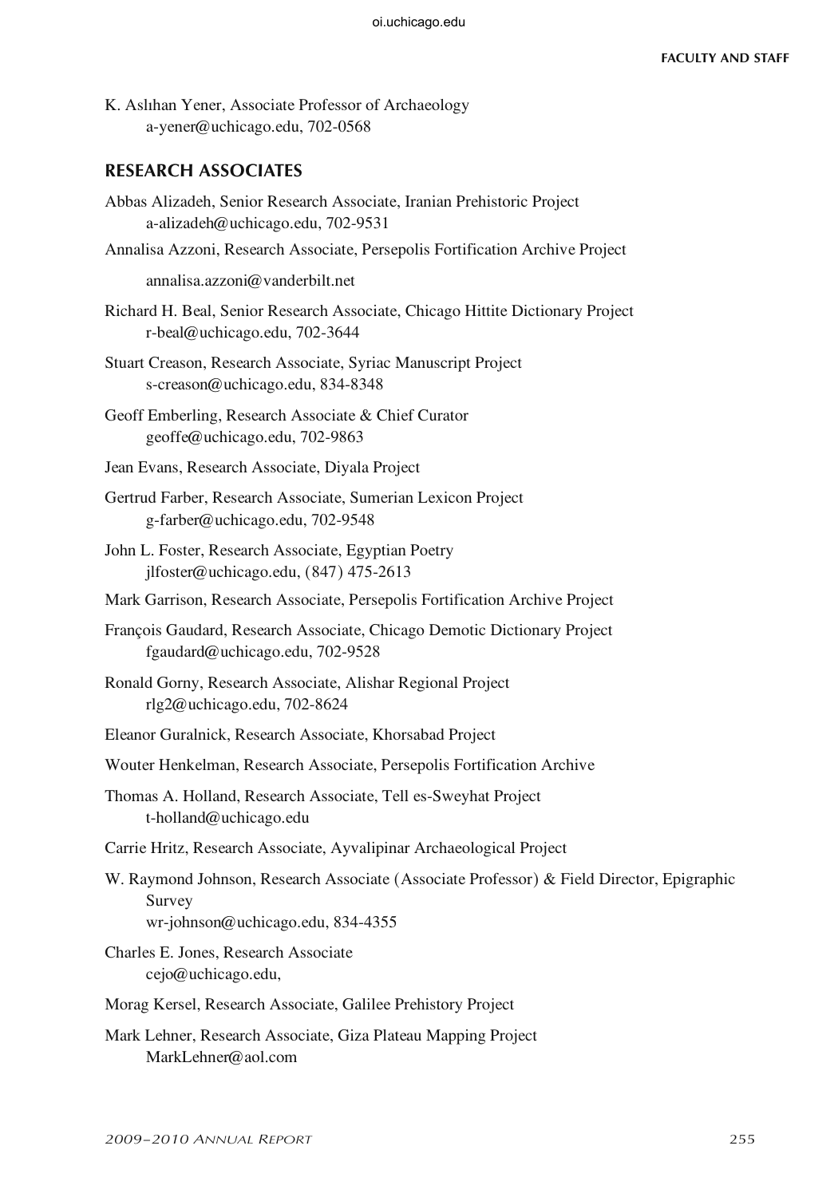K. Aslıhan Yener, Associate Professor of Archaeology
a-yener@uchicago.edu, 702-0568

## RESEARCH ASSOCIATES

Abbas Alizadeh, Senior Research Associate, Iranian Prehistoric Project
a-alizadeh@uchicago.edu, 702-9531

Annalisa Azzoni, Research Associate, Persepolis Fortification Archive Project
annalisa.azzoni@vanderbilt.net

Richard H. Beal, Senior Research Associate, Chicago Hittite Dictionary Project
r-beal@uchicago.edu, 702-3644

Stuart Creason, Research Associate, Syriac Manuscript Project
s-creason@uchicago.edu, 834-8348

Geoff Emberling, Research Associate & Chief Curator
geoffe@uchicago.edu, 702-9863

Jean Evans, Research Associate, Diyala Project

Gertrud Farber, Research Associate, Sumerian Lexicon Project
g-farber@uchicago.edu, 702-9548

John L. Foster, Research Associate, Egyptian Poetry
jlfoster@uchicago.edu, (847) 475-2613

Mark Garrison, Research Associate, Persepolis Fortification Archive Project

François Gaudard, Research Associate, Chicago Demotic Dictionary Project
fgaudard@uchicago.edu, 702-9528

Ronald Gorny, Research Associate, Alishar Regional Project
rlg2@uchicago.edu, 702-8624

Eleanor Guralnick, Research Associate, Khorsabad Project

Wouter Henkelman, Research Associate, Persepolis Fortification Archive

Thomas A. Holland, Research Associate, Tell es-Sweyhat Project
t-holland@uchicago.edu

Carrie Hritz, Research Associate, Ayvalipinar Archaeological Project

W. Raymond Johnson, Research Associate (Associate Professor) & Field Director, Epigraphic Survey
wr-johnson@uchicago.edu, 834-4355

Charles E. Jones, Research Associate
cejo@uchicago.edu,

Morag Kersel, Research Associate, Galilee Prehistory Project

Mark Lehner, Research Associate, Giza Plateau Mapping Project
MarkLehner@aol.com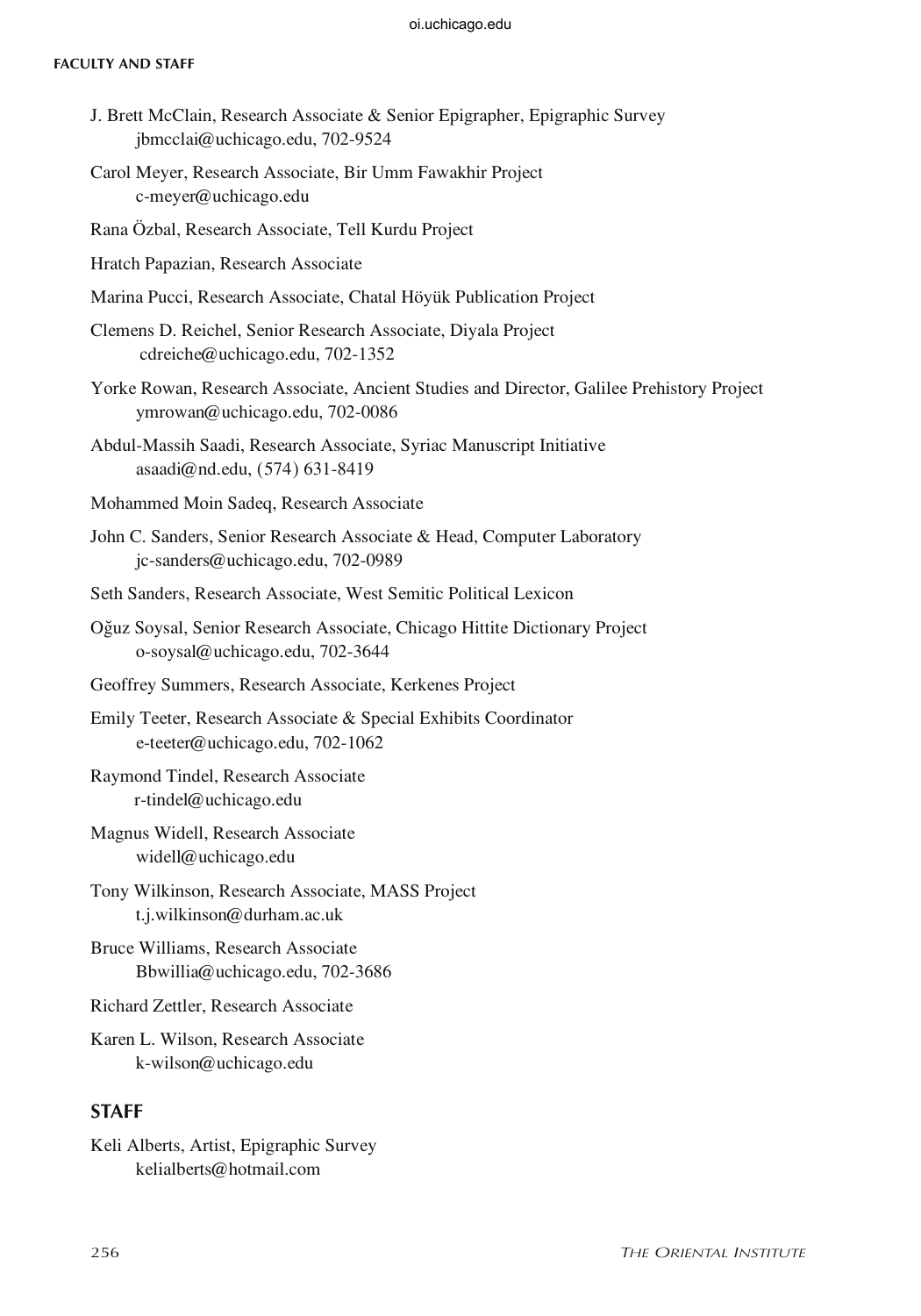J. Brett McClain, Research Associate & Senior Epigrapher, Epigraphic Survey
jbmcclai@uchicago.edu, 702-9524

Carol Meyer, Research Associate, Bir Umm Fawakhir Project
c-meyer@uchicago.edu

Rana Özbal, Research Associate, Tell Kurdu Project

Hratch Papazian, Research Associate

Marina Pucci, Research Associate, Chatal Höyük Publication Project

Clemens D. Reichel, Senior Research Associate, Diyala Project
cdreiche@uchicago.edu, 702-1352

Yorke Rowan, Research Associate, Ancient Studies and Director, Galilee Prehistory Project
ymrowan@uchicago.edu, 702-0086

Abdul-Massih Saadi, Research Associate, Syriac Manuscript Initiative
asaadi@nd.edu, (574) 631-8419

Mohammed Moin Sadeq, Research Associate

John C. Sanders, Senior Research Associate & Head, Computer Laboratory
jc-sanders@uchicago.edu, 702-0989

Seth Sanders, Research Associate, West Semitic Political Lexicon

Oğuz Soysal, Senior Research Associate, Chicago Hittite Dictionary Project
o-soysal@uchicago.edu, 702-3644

Geoffrey Summers, Research Associate, Kerkenes Project

Emily Teeter, Research Associate & Special Exhibits Coordinator
e-teeter@uchicago.edu, 702-1062

Raymond Tindel, Research Associate
r-tindel@uchicago.edu

Magnus Widell, Research Associate
widell@uchicago.edu

Tony Wilkinson, Research Associate, MASS Project
t.j.wilkinson@durham.ac.uk

Bruce Williams, Research Associate
Bbwillia@uchicago.edu, 702-3686

Richard Zettler, Research Associate

Karen L. Wilson, Research Associate
k-wilson@uchicago.edu

## STAFF

Keli Alberts, Artist, Epigraphic Survey
kelialberts@hotmail.com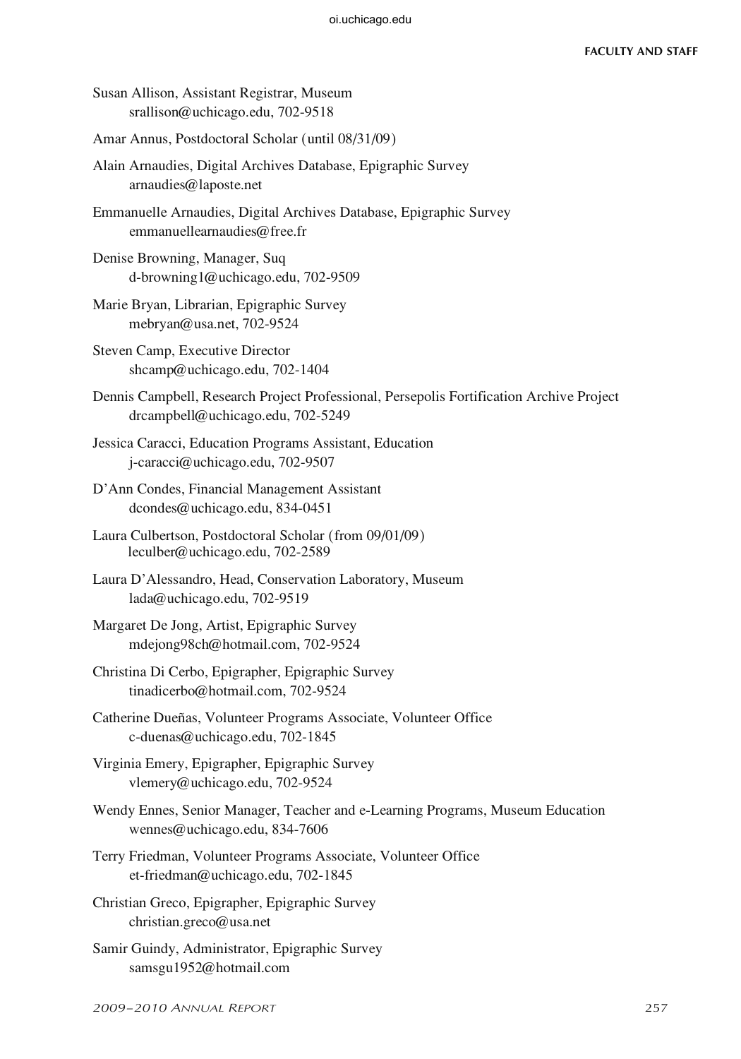Susan Allison, Assistant Registrar, Museum
srallison@uchicago.edu, 702-9518

Amar Annus, Postdoctoral Scholar (until 08/31/09)

Alain Arnaudies, Digital Archives Database, Epigraphic Survey
arnaudies@laposte.net

Emmanuelle Arnaudies, Digital Archives Database, Epigraphic Survey
emmanuellearnaudies@free.fr

Denise Browning, Manager, Suq
d-browning1@uchicago.edu, 702-9509

Marie Bryan, Librarian, Epigraphic Survey
mebryan@usa.net, 702-9524

Steven Camp, Executive Director
shcamp@uchicago.edu, 702-1404

Dennis Campbell, Research Project Professional, Persepolis Fortification Archive Project
drcampbell@uchicago.edu, 702-5249

Jessica Caracci, Education Programs Assistant, Education
j-caracci@uchicago.edu, 702-9507

D'Ann Condes, Financial Management Assistant
dcondes@uchicago.edu, 834-0451

Laura Culbertson, Postdoctoral Scholar (from 09/01/09)
leculber@uchicago.edu, 702-2589

Laura D'Alessandro, Head, Conservation Laboratory, Museum
lada@uchicago.edu, 702-9519

Margaret De Jong, Artist, Epigraphic Survey
mdejong98ch@hotmail.com, 702-9524

Christina Di Cerbo, Epigrapher, Epigraphic Survey
tinadicerbo@hotmail.com, 702-9524

Catherine Dueñas, Volunteer Programs Associate, Volunteer Office
c-duenas@uchicago.edu, 702-1845

Virginia Emery, Epigrapher, Epigraphic Survey
vlemery@uchicago.edu, 702-9524

Wendy Ennes, Senior Manager, Teacher and e-Learning Programs, Museum Education
wennes@uchicago.edu, 834-7606

Terry Friedman, Volunteer Programs Associate, Volunteer Office
et-friedman@uchicago.edu, 702-1845

Christian Greco, Epigrapher, Epigraphic Survey
christian.greco@usa.net

Samir Guindy, Administrator, Epigraphic Survey
samsgu1952@hotmail.com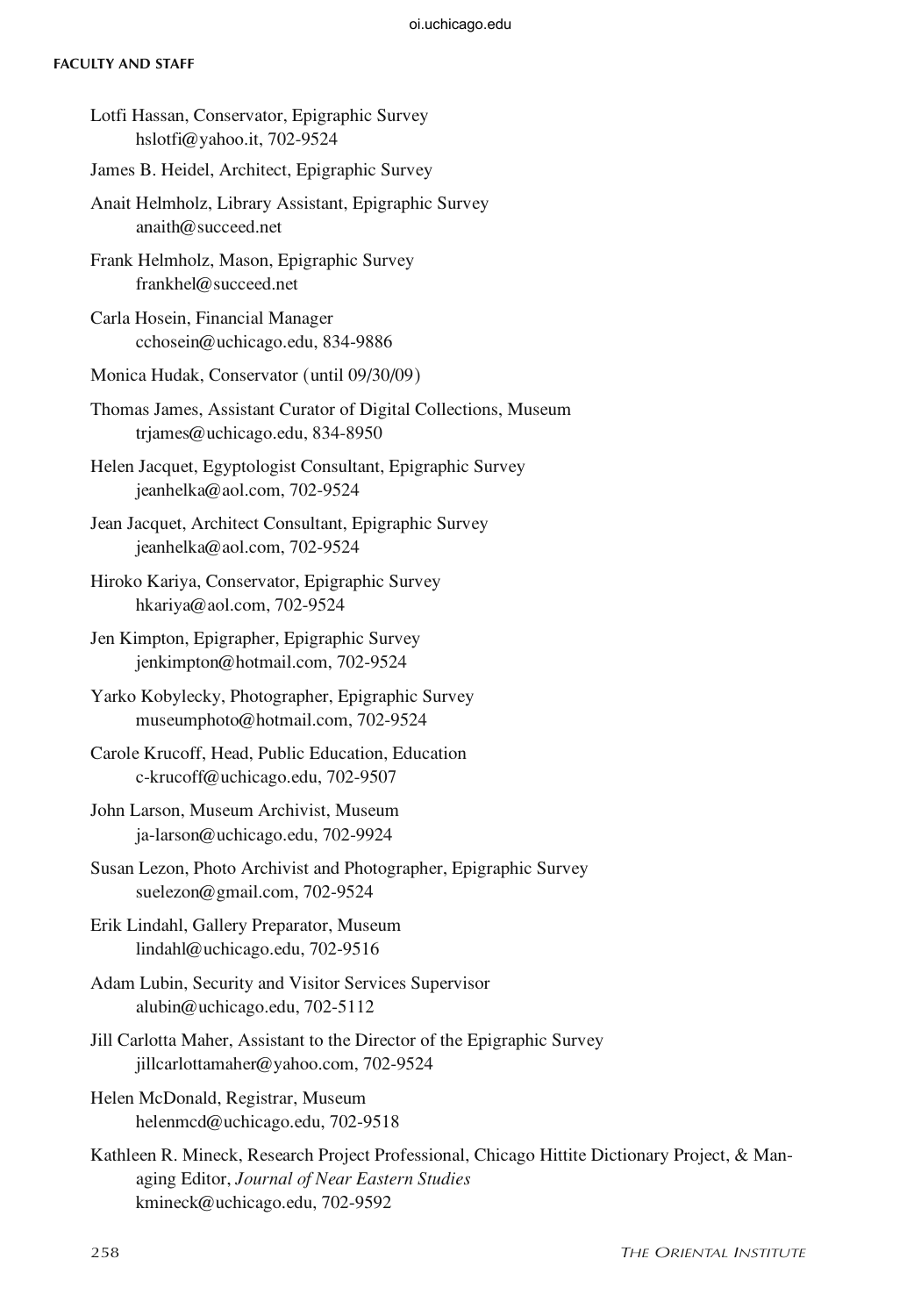Lotfi Hassan, Conservator, Epigraphic Survey
hslotfi@yahoo.it, 702-9524

James B. Heidel, Architect, Epigraphic Survey

Anait Helmholz, Library Assistant, Epigraphic Survey
anaith@succeed.net

Frank Helmholz, Mason, Epigraphic Survey
frankhel@succeed.net

Carla Hosein, Financial Manager
cchosein@uchicago.edu, 834-9886

Monica Hudak, Conservator (until 09/30/09)

Thomas James, Assistant Curator of Digital Collections, Museum
trjames@uchicago.edu, 834-8950

Helen Jacquet, Egyptologist Consultant, Epigraphic Survey
jeanhelka@aol.com, 702-9524

Jean Jacquet, Architect Consultant, Epigraphic Survey
jeanhelka@aol.com, 702-9524

Hiroko Kariya, Conservator, Epigraphic Survey
hkariya@aol.com, 702-9524

Jen Kimpton, Epigrapher, Epigraphic Survey
jenkimpton@hotmail.com, 702-9524

Yarko Kobylecky, Photographer, Epigraphic Survey
museumphoto@hotmail.com, 702-9524

Carole Krucoff, Head, Public Education, Education
c-krucoff@uchicago.edu, 702-9507

John Larson, Museum Archivist, Museum
ja-larson@uchicago.edu, 702-9924

Susan Lezon, Photo Archivist and Photographer, Epigraphic Survey
suelezon@gmail.com, 702-9524

Erik Lindahl, Gallery Preparator, Museum
lindahl@uchicago.edu, 702-9516

Adam Lubin, Security and Visitor Services Supervisor
alubin@uchicago.edu, 702-5112

Jill Carlotta Maher, Assistant to the Director of the Epigraphic Survey
jillcarlottamaher@yahoo.com, 702-9524

Helen McDonald, Registrar, Museum
helenmcd@uchicago.edu, 702-9518

Kathleen R. Mineck, Research Project Professional, Chicago Hittite Dictionary Project, & Managing Editor, *Journal of Near Eastern Studies*
kmineck@uchicago.edu, 702-9592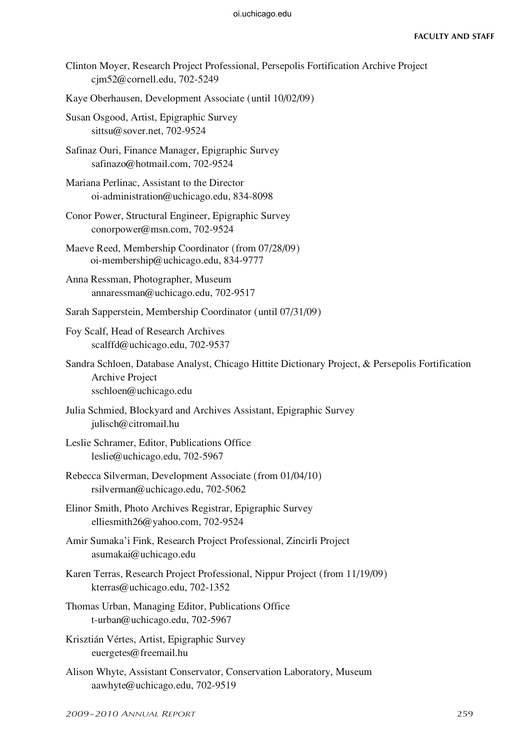Clinton Moyer, Research Project Professional, Persepolis Fortification Archive Project
cjm52@cornell.edu, 702-5249

Kaye Oberhausen, Development Associate (until 10/02/09)

Susan Osgood, Artist, Epigraphic Survey
sittsu@sover.net, 702-9524

Safinaz Ouri, Finance Manager, Epigraphic Survey
safinazo@hotmail.com, 702-9524

Mariana Perlinac, Assistant to the Director
oi-administration@uchicago.edu, 834-8098

Conor Power, Structural Engineer, Epigraphic Survey
conorpower@msn.com, 702-9524

Maeve Reed, Membership Coordinator (from 07/28/09)
oi-membership@uchicago.edu, 834-9777

Anna Ressman, Photographer, Museum
annaressman@uchicago.edu, 702-9517

Sarah Sapperstein, Membership Coordinator (until 07/31/09)

Foy Scalf, Head of Research Archives
scalffd@uchicago.edu, 702-9537

Sandra Schloen, Database Analyst, Chicago Hittite Dictionary Project, & Persepolis Fortification Archive Project
sschloen@uchicago.edu

Julia Schmied, Blockyard and Archives Assistant, Epigraphic Survey
julisch@citromail.hu

Leslie Schramer, Editor, Publications Office
leslie@uchicago.edu, 702-5967

Rebecca Silverman, Development Associate (from 01/04/10)
rsilverman@uchicago.edu, 702-5062

Elinor Smith, Photo Archives Registrar, Epigraphic Survey
elliesmith26@yahoo.com, 702-9524

Amir Sumaka'i Fink, Research Project Professional, Zincirli Project
asumakai@uchicago.edu

Karen Terras, Research Project Professional, Nippur Project (from 11/19/09)
kterras@uchicago.edu, 702-1352

Thomas Urban, Managing Editor, Publications Office
t-urban@uchicago.edu, 702-5967

Krisztián Vértes, Artist, Epigraphic Survey
euergetes@freemail.hu

Alison Whyte, Assistant Conservator, Conservation Laboratory, Museum
aawhyte@uchicago.edu, 702-9519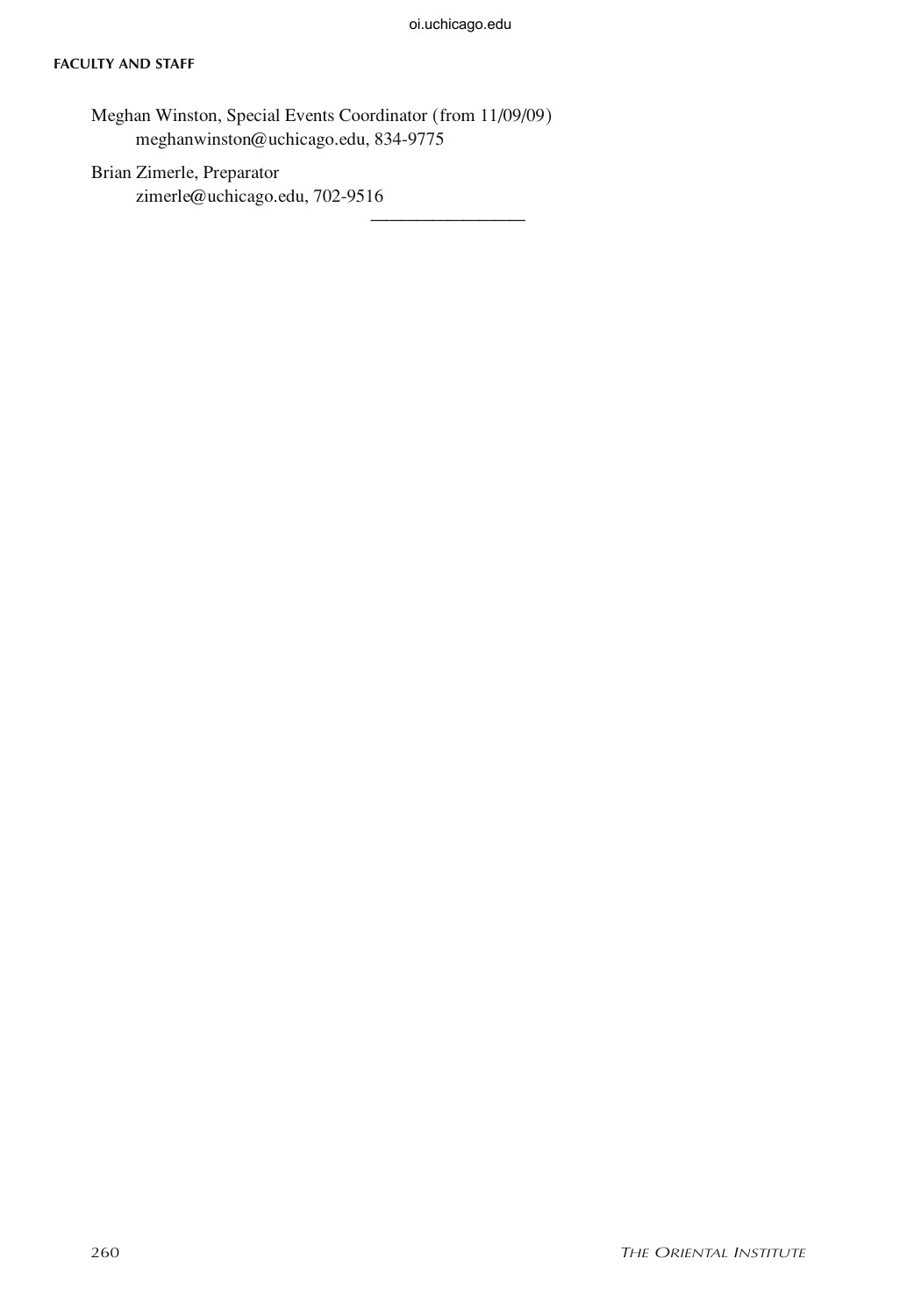Meghan Winston, Special Events Coordinator (from 11/09/09)
meghanwinston@uchicago.edu, 834-9775

Brian Zimerle, Preparator
zimerle@uchicago.edu, 702-9516

---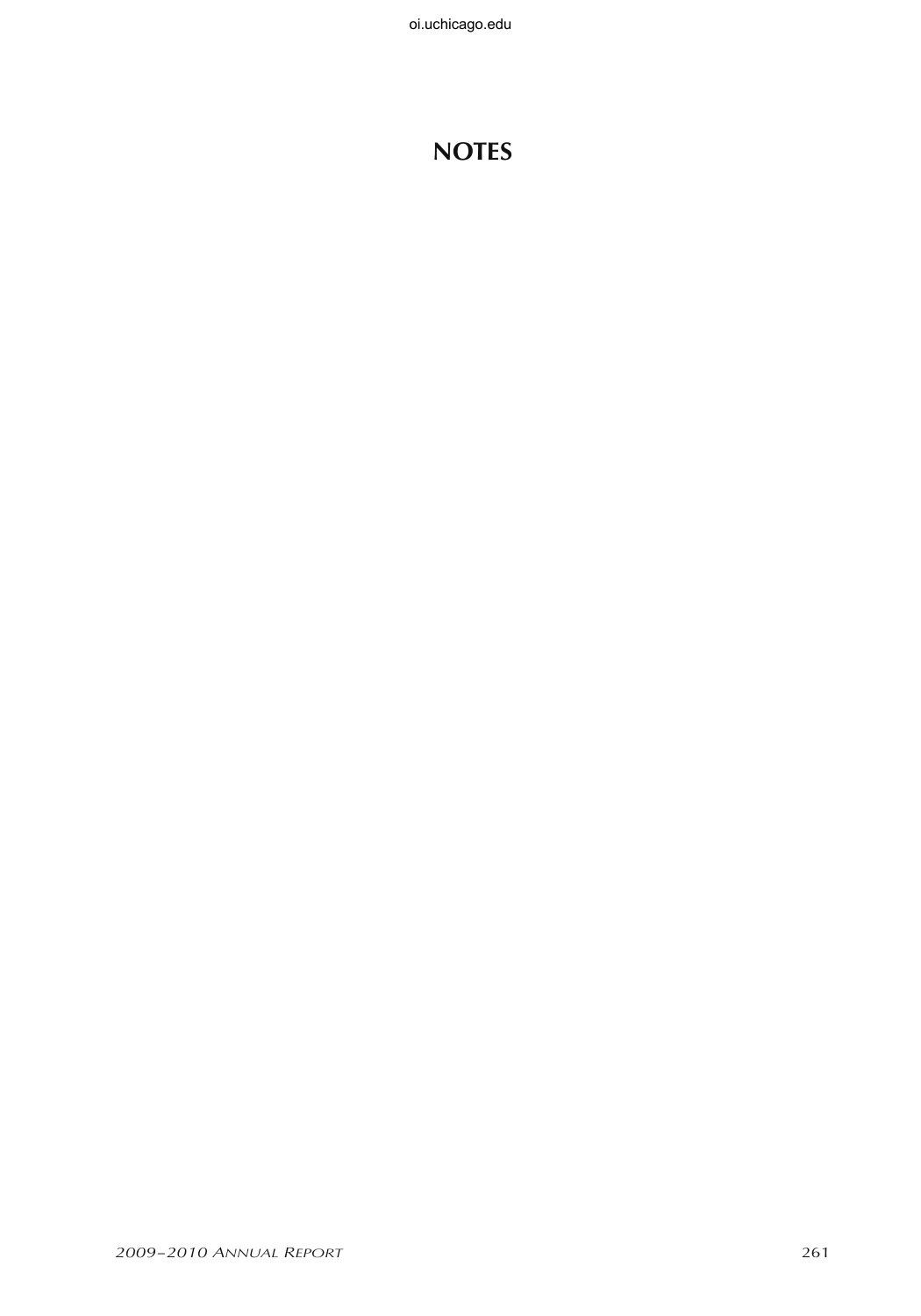# NOTES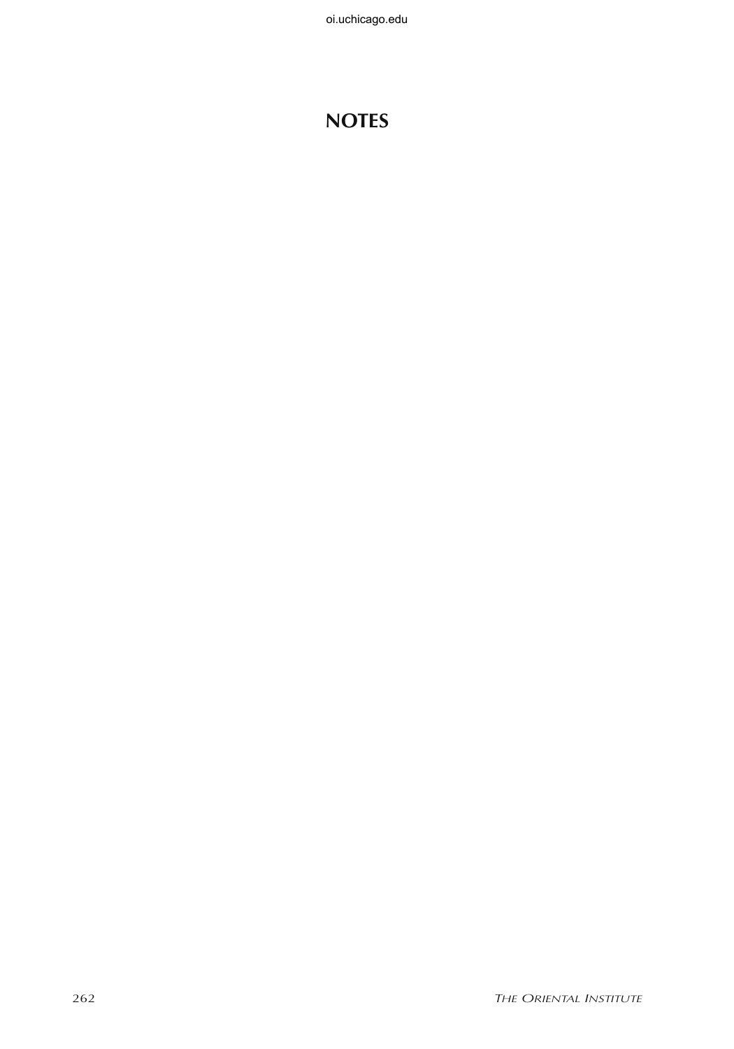# NOTES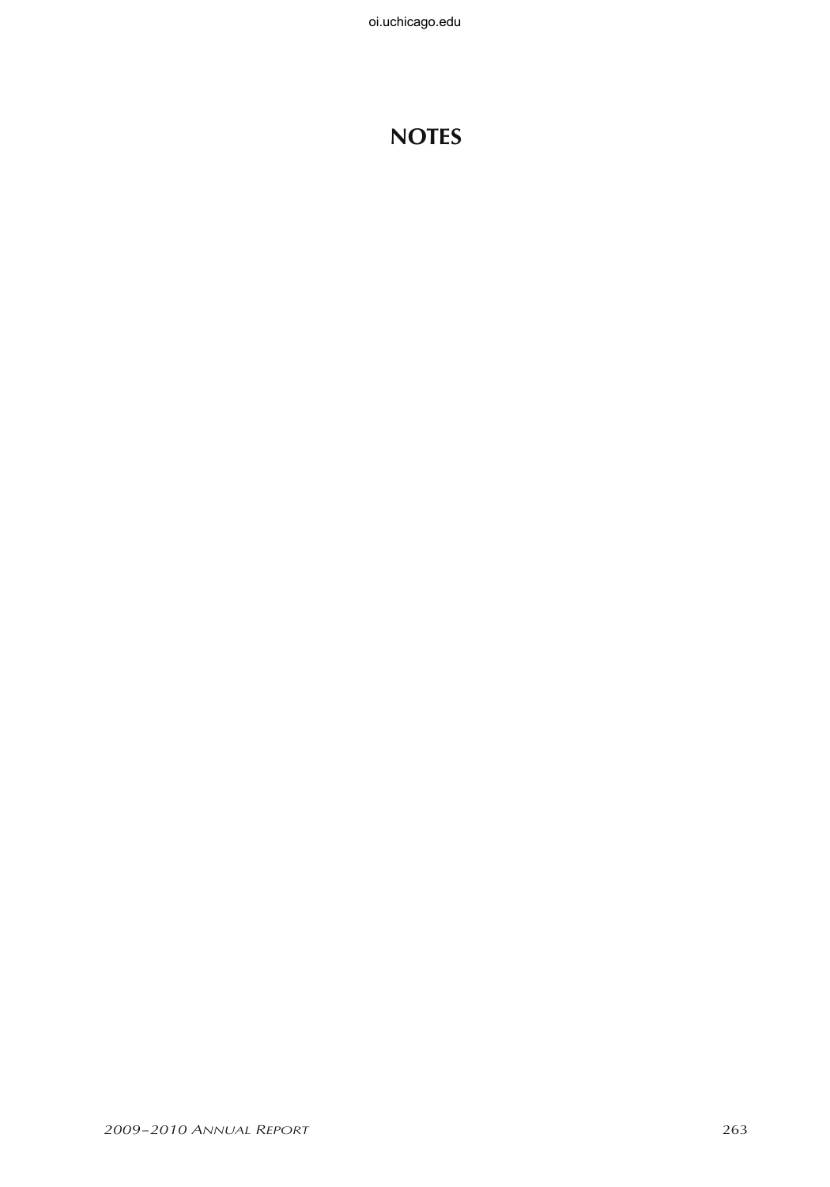# NOTES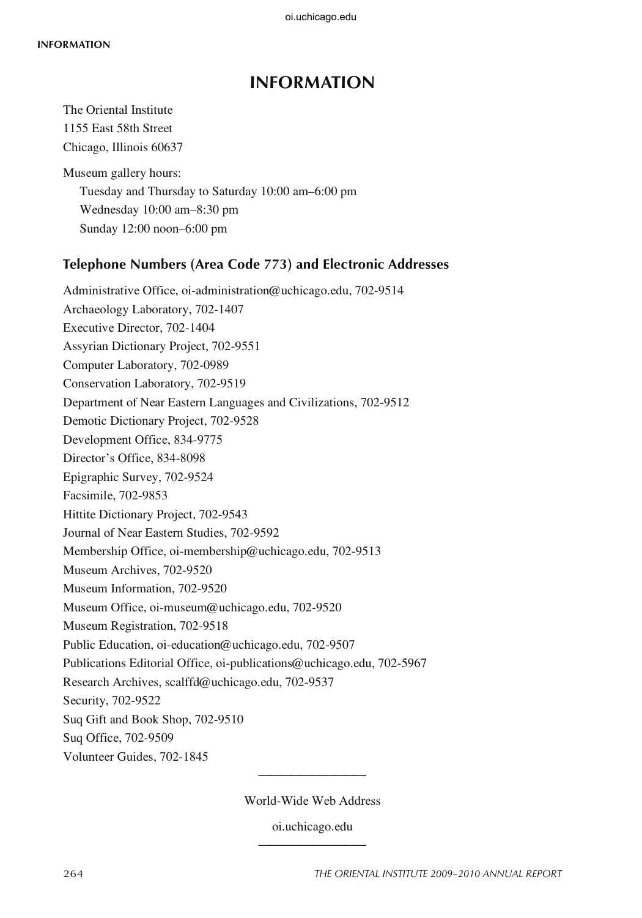# INFORMATION

The Oriental Institute
1155 East 58th Street
Chicago, Illinois 60637

Museum gallery hours:
Tuesday and Thursday to Saturday 10:00 am–6:00 pm
Wednesday 10:00 am–8:30 pm
Sunday 12:00 noon–6:00 pm

## Telephone Numbers (Area Code 773) and Electronic Addresses

Administrative Office, oi-administration@uchicago.edu, 702-9514
Archaeology Laboratory, 702-1407
Executive Director, 702-1404
Assyrian Dictionary Project, 702-9551
Computer Laboratory, 702-0989
Conservation Laboratory, 702-9519
Department of Near Eastern Languages and Civilizations, 702-9512
Demotic Dictionary Project, 702-9528
Development Office, 834-9775
Director's Office, 834-8098
Epigraphic Survey, 702-9524
Facsimile, 702-9853
Hittite Dictionary Project, 702-9543
Journal of Near Eastern Studies, 702-9592
Membership Office, oi-membership@uchicago.edu, 702-9513
Museum Archives, 702-9520
Museum Information, 702-9520
Museum Office, oi-museum@uchicago.edu, 702-9520
Museum Registration, 702-9518
Public Education, oi-education@uchicago.edu, 702-9507
Publications Editorial Office, oi-publications@uchicago.edu, 702-5967
Research Archives, scalffd@uchicago.edu, 702-9537
Security, 702-9522
Suq Gift and Book Shop, 702-9510
Suq Office, 702-9509
Volunteer Guides, 702-1845

---

World-Wide Web Address

oi.uchicago.edu

---